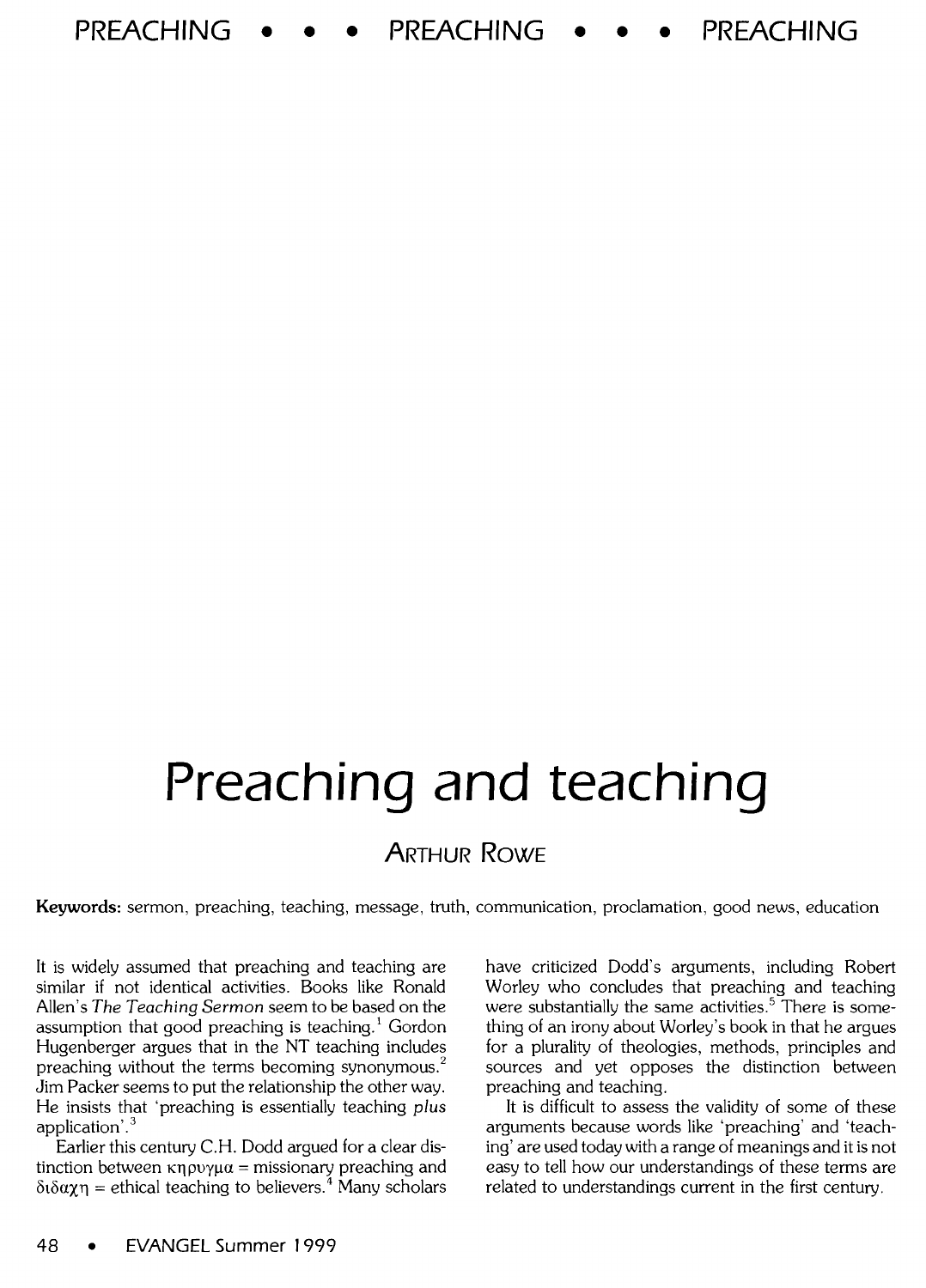# Preaching and teaching

ARTHUR ROWE

**Keywords:** sermon, preaching, teaching, message, truth, communication, proclamation, good news, education

It is widely assumed that preaching and teaching are similar if not identical activities. Books like Ronald Allen's *The Teaching Sermon* seem to be based on the assumption that good preaching is teaching.[1] Gordon Hugenberger argues that in the NT teaching includes preaching without the terms becoming synonymous.[2] Jim Packer seems to put the relationship the other way. He insists that 'preaching is essentially teaching *plus* application'.[3]

Earlier this century C.H. Dodd argued for a clear distinction between κηρυγμα = missionary preaching and διδαχη = ethical teaching to believers.[4] Many scholars have criticized Dodd's arguments, including Robert Worley who concludes that preaching and teaching were substantially the same activities.[5] There is something of an irony about Worley's book in that he argues for a plurality of theologies, methods, principles and sources and yet opposes the distinction between preaching and teaching.

It is difficult to assess the validity of some of these arguments because words like 'preaching' and 'teaching' are used today with a range of meanings and it is not easy to tell how our understandings of these terms are related to understandings current in the first century.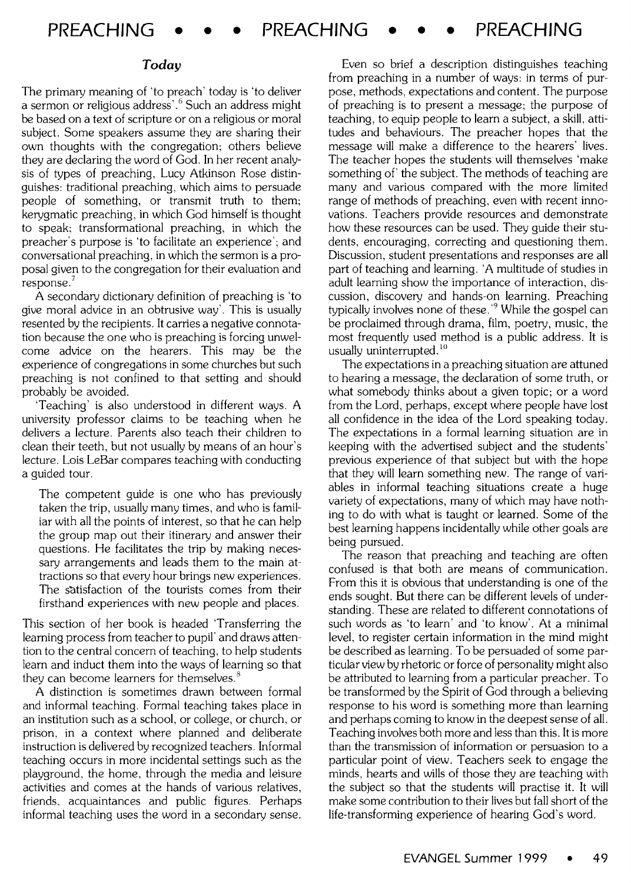### Today

The primary meaning of 'to preach' today is 'to deliver a sermon or religious address'.[6] Such an address might be based on a text of scripture or on a religious or moral subject. Some speakers assume they are sharing their own thoughts with the congregation; others believe they are declaring the word of God. In her recent analysis of types of preaching, Lucy Atkinson Rose distinguishes: traditional preaching, which aims to persuade people of something, or transmit truth to them; kerygmatic preaching, in which God himself is thought to speak; transformational preaching, in which the preacher's purpose is 'to facilitate an experience'; and conversational preaching, in which the sermon is a proposal given to the congregation for their evaluation and response.[7]

A secondary dictionary definition of preaching is 'to give moral advice in an obtrusive way'. This is usually resented by the recipients. It carries a negative connotation because the one who is preaching is forcing unwelcome advice on the hearers. This may be the experience of congregations in some churches but such preaching is not confined to that setting and should probably be avoided.

'Teaching' is also understood in different ways. A university professor claims to be teaching when he delivers a lecture. Parents also teach their children to clean their teeth, but not usually by means of an hour's lecture. Lois LeBar compares teaching with conducting a guided tour.

> The competent guide is one who has previously taken the trip, usually many times, and who is familiar with all the points of interest, so that he can help the group map out their itinerary and answer their questions. He facilitates the trip by making necessary arrangements and leads them to the main attractions so that every hour brings new experiences. The satisfaction of the tourists comes from their firsthand experiences with new people and places.

This section of her book is headed 'Transferring the learning process from teacher to pupil' and draws attention to the central concern of teaching, to help students learn and induct them into the ways of learning so that they can become learners for themselves.[8]

A distinction is sometimes drawn between formal and informal teaching. Formal teaching takes place in an institution such as a school, or college, or church, or prison, in a context where planned and deliberate instruction is delivered by recognized teachers. Informal teaching occurs in more incidental settings such as the playground, the home, through the media and leisure activities and comes at the hands of various relatives, friends, acquaintances and public figures. Perhaps informal teaching uses the word in a secondary sense.

Even so brief a description distinguishes teaching from preaching in a number of ways: in terms of purpose, methods, expectations and content. The purpose of preaching is to present a message; the purpose of teaching, to equip people to learn a subject, a skill, attitudes and behaviours. The preacher hopes that the message will make a difference to the hearers' lives. The teacher hopes the students will themselves 'make something of' the subject. The methods of teaching are many and various compared with the more limited range of methods of preaching, even with recent innovations. Teachers provide resources and demonstrate how these resources can be used. They guide their students, encouraging, correcting and questioning them. Discussion, student presentations and responses are all part of teaching and learning. 'A multitude of studies in adult learning show the importance of interaction, discussion, discovery and hands-on learning. Preaching typically involves none of these.'[9] While the gospel can be proclaimed through drama, film, poetry, music, the most frequently used method is a public address. It is usually uninterrupted.[10]

The expectations in a preaching situation are attuned to hearing a message, the declaration of some truth, or what somebody thinks about a given topic; or a word from the Lord, perhaps, except where people have lost all confidence in the idea of the Lord speaking today. The expectations in a formal learning situation are in keeping with the advertised subject and the students' previous experience of that subject but with the hope that they will learn something new. The range of variables in informal teaching situations create a huge variety of expectations, many of which may have nothing to do with what is taught or learned. Some of the best learning happens incidentally while other goals are being pursued.

The reason that preaching and teaching are often confused is that both are means of communication. From this it is obvious that understanding is one of the ends sought. But there can be different levels of understanding. These are related to different connotations of such words as 'to learn' and 'to know'. At a minimal level, to register certain information in the mind might be described as learning. To be persuaded of some particular view by rhetoric or force of personality might also be attributed to learning from a particular preacher. To be transformed by the Spirit of God through a believing response to his word is something more than learning and perhaps coming to know in the deepest sense of all. Teaching involves both more and less than this. It is more than the transmission of information or persuasion to a particular point of view. Teachers seek to engage the minds, hearts and wills of those they are teaching with the subject so that the students will practise it. It will make some contribution to their lives but fall short of the life-transforming experience of hearing God's word.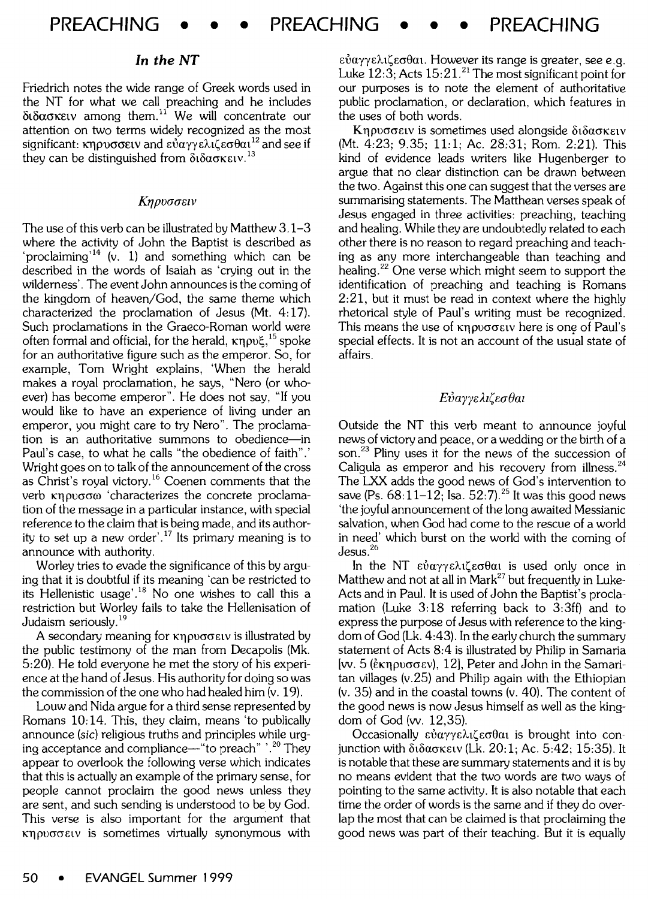### In the NT

Friedrich notes the wide range of Greek words used in the NT for what we call preaching and he includes διδασκειν among them.[11] We will concentrate our attention on two terms widely recognized as the most significant: κηρυσσειν and εὐαγγελιζεσθαι[12] and see if they can be distinguished from διδασκειν.[13]

#### *Κηρυσσειν*

The use of this verb can be illustrated by Matthew 3.1–3 where the activity of John the Baptist is described as 'proclaiming'[14] (v. 1) and something which can be described in the words of Isaiah as 'crying out in the wilderness'. The event John announces is the coming of the kingdom of heaven/God, the same theme which characterized the proclamation of Jesus (Mt. 4:17). Such proclamations in the Graeco-Roman world were often formal and official, for the herald, κηρυξ,[15] spoke for an authoritative figure such as the emperor. So, for example, Tom Wright explains, 'When the herald makes a royal proclamation, he says, "Nero (or whoever) has become emperor". He does not say, "If you would like to have an experience of living under an emperor, you might care to try Nero". The proclamation is an authoritative summons to obedience—in Paul's case, to what he calls "the obedience of faith".' Wright goes on to talk of the announcement of the cross as Christ's royal victory.[16] Coenen comments that the verb κηρυσσω 'characterizes the concrete proclamation of the message in a particular instance, with special reference to the claim that is being made, and its authority to set up a new order'.[17] Its primary meaning is to announce with authority.

Worley tries to evade the significance of this by arguing that it is doubtful if its meaning 'can be restricted to its Hellenistic usage'.[18] No one wishes to call this a restriction but Worley fails to take the Hellenisation of Judaism seriously.[19]

A secondary meaning for κηρυσσειν is illustrated by the public testimony of the man from Decapolis (Mk. 5:20). He told everyone he met the story of his experience at the hand of Jesus. His authority for doing so was the commission of the one who had healed him (v. 19).

Louw and Nida argue for a third sense represented by Romans 10:14. This, they claim, means 'to publically announce (*sic*) religious truths and principles while urging acceptance and compliance—"to preach" '.[20] They appear to overlook the following verse which indicates that this is actually an example of the primary sense, for people cannot proclaim the good news unless they are sent, and such sending is understood to be by God. This verse is also important for the argument that κηρυσσειν is sometimes virtually synonymous with εὐαγγελιζεσθαι. However its range is greater, see e.g. Luke 12:3; Acts 15:21.[21] The most significant point for our purposes is to note the element of authoritative public proclamation, or declaration, which features in the uses of both words.

Κηρυσσειν is sometimes used alongside διδασκειν (Mt. 4:23; 9.35; 11:1; Ac. 28:31; Rom. 2:21). This kind of evidence leads writers like Hugenberger to argue that no clear distinction can be drawn between the two. Against this one can suggest that the verses are summarising statements. The Matthean verses speak of Jesus engaged in three activities: preaching, teaching and healing. While they are undoubtedly related to each other there is no reason to regard preaching and teaching as any more interchangeable than teaching and healing.[22] One verse which might seem to support the identification of preaching and teaching is Romans 2:21, but it must be read in context where the highly rhetorical style of Paul's writing must be recognized. This means the use of κηρυσσειν here is one of Paul's special effects. It is not an account of the usual state of affairs.

#### *Εὐαγγελιζεσθαι*

Outside the NT this verb meant to announce joyful news of victory and peace, or a wedding or the birth of a son.[23] Pliny uses it for the news of the succession of Caligula as emperor and his recovery from illness.[24] The LXX adds the good news of God's intervention to save (Ps. 68:11–12; Isa. 52:7).[25] It was this good news 'the joyful announcement of the long awaited Messianic salvation, when God had come to the rescue of a world in need' which burst on the world with the coming of Jesus.[26]

In the NT εὐαγγελιζεσθαι is used only once in Matthew and not at all in Mark[27] but frequently in Luke-Acts and in Paul. It is used of John the Baptist's proclamation (Luke 3:18 referring back to 3:3ff) and to express the purpose of Jesus with reference to the kingdom of God (Lk. 4:43). In the early church the summary statement of Acts 8:4 is illustrated by Philip in Samaria [vv. 5 (ἐκηρυσσεν), 12], Peter and John in the Samaritan villages (v.25) and Philip again with the Ethiopian (v. 35) and in the coastal towns (v. 40). The content of the good news is now Jesus himself as well as the kingdom of God (vv. 12,35).

Occasionally εὐαγγελιζεσθαι is brought into conjunction with διδασκειν (Lk. 20:1; Ac. 5:42; 15:35). It is notable that these are summary statements and it is by no means evident that the two words are two ways of pointing to the same activity. It is also notable that each time the order of words is the same and if they do overlap the most that can be claimed is that proclaiming the good news was part of their teaching. But it is equally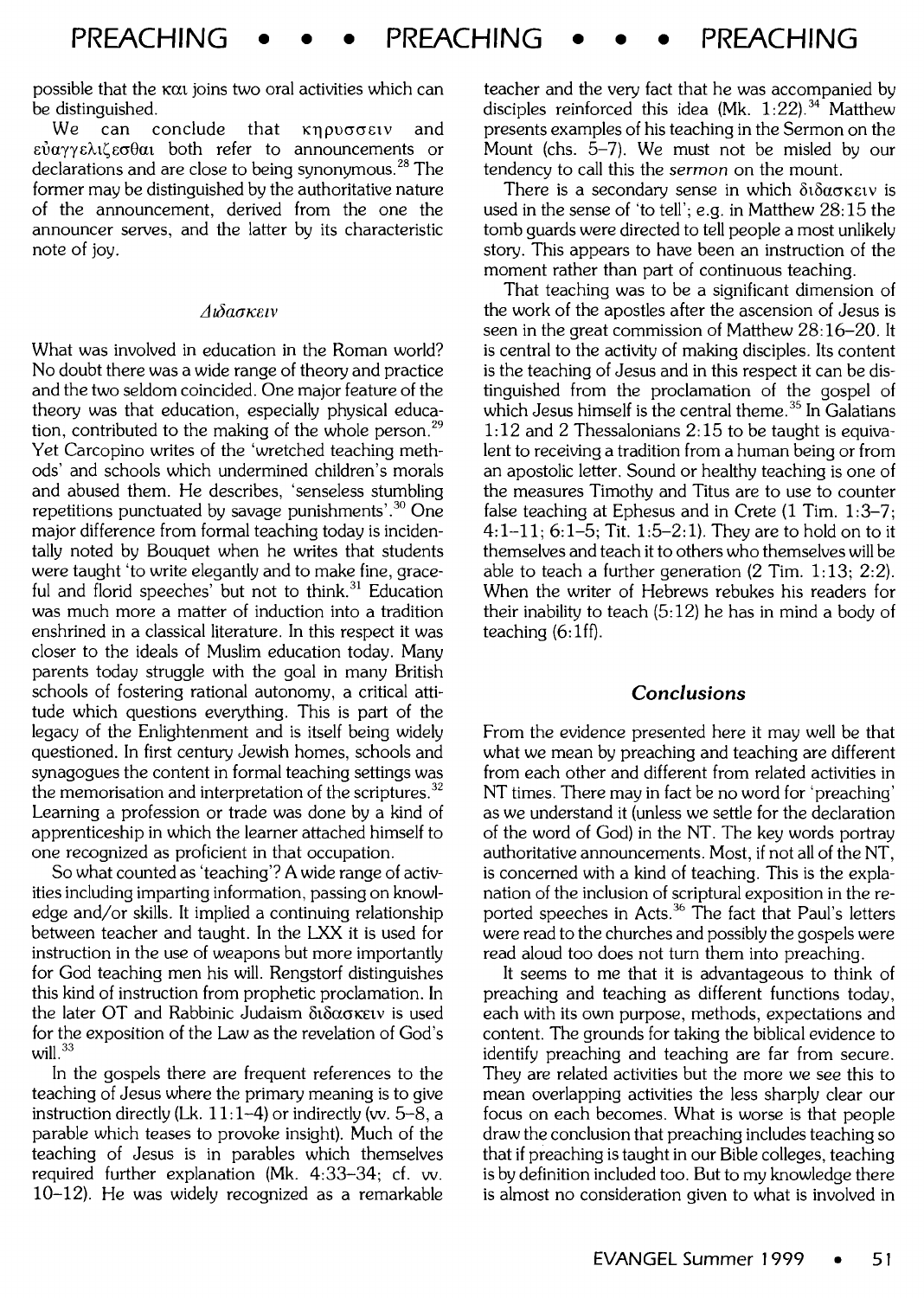possible that the και joins two oral activities which can be distinguished.

We can conclude that κηρυσσειν and εὐαγγελιζεσθαι both refer to announcements or declarations and are close to being synonymous.[28] The former may be distinguished by the authoritative nature of the announcement, derived from the one the announcer serves, and the latter by its characteristic note of joy.

### *Διδασκειν*

What was involved in education in the Roman world? No doubt there was a wide range of theory and practice and the two seldom coincided. One major feature of the theory was that education, especially physical education, contributed to the making of the whole person.[29] Yet Carcopino writes of the 'wretched teaching methods' and schools which undermined children's morals and abused them. He describes, 'senseless stumbling repetitions punctuated by savage punishments'.[30] One major difference from formal teaching today is incidentally noted by Bouquet when he writes that students were taught 'to write elegantly and to make fine, graceful and florid speeches' but not to think.[31] Education was much more a matter of induction into a tradition enshrined in a classical literature. In this respect it was closer to the ideals of Muslim education today. Many parents today struggle with the goal in many British schools of fostering rational autonomy, a critical attitude which questions everything. This is part of the legacy of the Enlightenment and is itself being widely questioned. In first century Jewish homes, schools and synagogues the content in formal teaching settings was the memorisation and interpretation of the scriptures.[32] Learning a profession or trade was done by a kind of apprenticeship in which the learner attached himself to one recognized as proficient in that occupation.

So what counted as 'teaching'? A wide range of activities including imparting information, passing on knowledge and/or skills. It implied a continuing relationship between teacher and taught. In the LXX it is used for instruction in the use of weapons but more importantly for God teaching men his will. Rengstorf distinguishes this kind of instruction from prophetic proclamation. In the later OT and Rabbinic Judaism διδασκειν is used for the exposition of the Law as the revelation of God's will.[33]

In the gospels there are frequent references to the teaching of Jesus where the primary meaning is to give instruction directly (Lk. 11:1–4) or indirectly (vv. 5–8, a parable which teases to provoke insight). Much of the teaching of Jesus is in parables which themselves required further explanation (Mk. 4:33–34; cf. vv. 10–12). He was widely recognized as a remarkable teacher and the very fact that he was accompanied by disciples reinforced this idea (Mk. 1:22).[34] Matthew presents examples of his teaching in the Sermon on the Mount (chs. 5–7). We must not be misled by our tendency to call this the *sermon* on the mount.

There is a secondary sense in which διδασκειν is used in the sense of 'to tell'; e.g. in Matthew 28:15 the tomb guards were directed to tell people a most unlikely story. This appears to have been an instruction of the moment rather than part of continuous teaching.

That teaching was to be a significant dimension of the work of the apostles after the ascension of Jesus is seen in the great commission of Matthew 28:16–20. It is central to the activity of making disciples. Its content is the teaching of Jesus and in this respect it can be distinguished from the proclamation of the gospel of which Jesus himself is the central theme.[35] In Galatians 1:12 and 2 Thessalonians 2:15 to be taught is equivalent to receiving a tradition from a human being or from an apostolic letter. Sound or healthy teaching is one of the measures Timothy and Titus are to use to counter false teaching at Ephesus and in Crete (1 Tim. 1:3–7; 4:1–11; 6:1–5; Tit. 1:5–2:1). They are to hold on to it themselves and teach it to others who themselves will be able to teach a further generation (2 Tim. 1:13; 2:2). When the writer of Hebrews rebukes his readers for their inability to teach (5:12) he has in mind a body of teaching (6:1ff).

## *Conclusions*

From the evidence presented here it may well be that what we mean by preaching and teaching are different from each other and different from related activities in NT times. There may in fact be no word for 'preaching' as we understand it (unless we settle for the declaration of the word of God) in the NT. The key words portray authoritative announcements. Most, if not all of the NT, is concerned with a kind of teaching. This is the explanation of the inclusion of scriptural exposition in the reported speeches in Acts.[36] The fact that Paul's letters were read to the churches and possibly the gospels were read aloud too does not turn them into preaching.

It seems to me that it is advantageous to think of preaching and teaching as different functions today, each with its own purpose, methods, expectations and content. The grounds for taking the biblical evidence to identify preaching and teaching are far from secure. They are related activities but the more we see this to mean overlapping activities the less sharply clear our focus on each becomes. What is worse is that people draw the conclusion that preaching includes teaching so that if preaching is taught in our Bible colleges, teaching is by definition included too. But to my knowledge there is almost no consideration given to what is involved in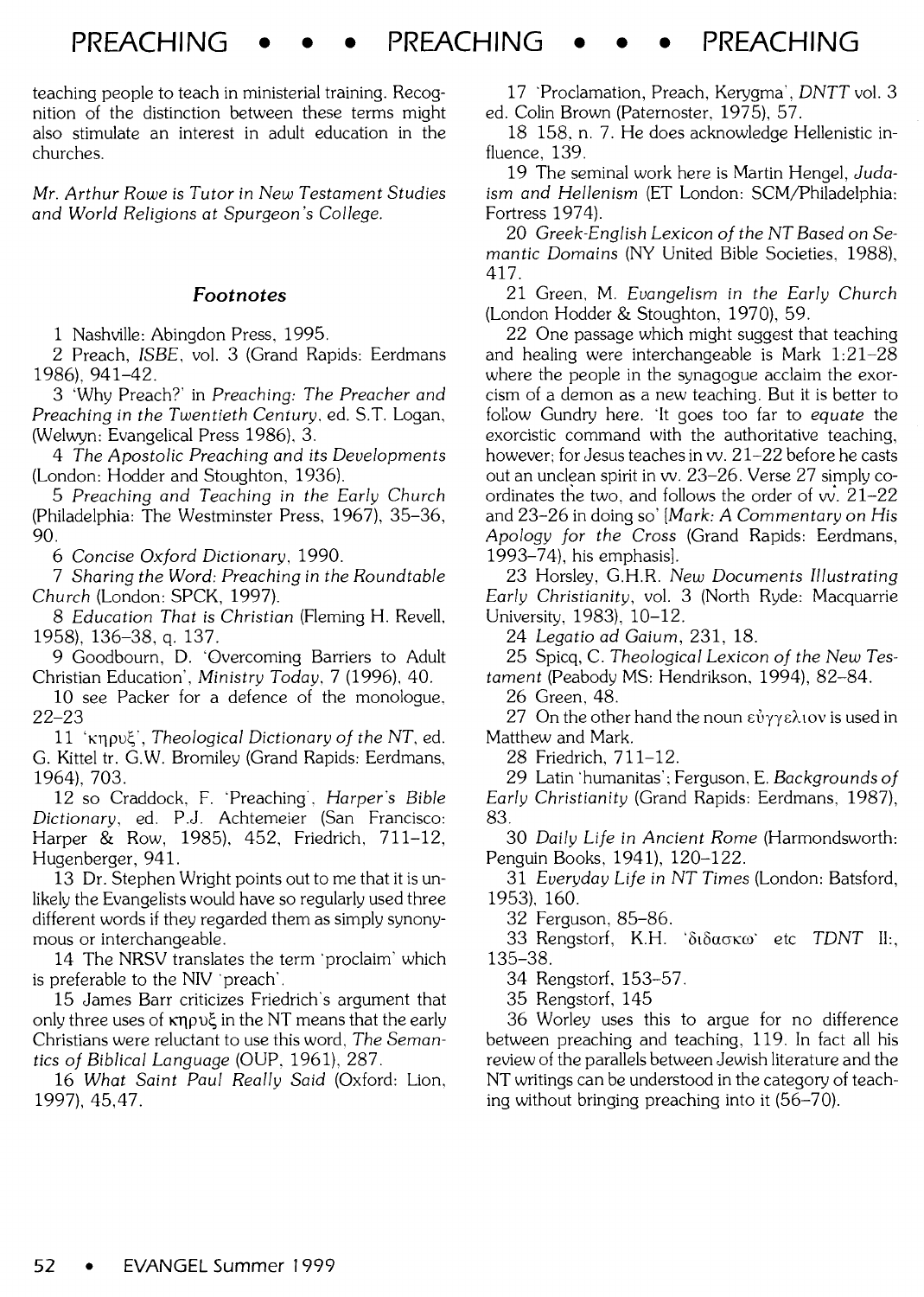teaching people to teach in ministerial training. Recognition of the distinction between these terms might also stimulate an interest in adult education in the churches.

*Mr. Arthur Rowe is Tutor in New Testament Studies and World Religions at Spurgeon's College.*

### Footnotes

1 Nashville: Abingdon Press, 1995.

2 Preach, *ISBE*, vol. 3 (Grand Rapids: Eerdmans 1986), 941–42.

3 'Why Preach?' in *Preaching: The Preacher and Preaching in the Twentieth Century*, ed. S.T. Logan, (Welwyn: Evangelical Press 1986), 3.

4 *The Apostolic Preaching and its Developments* (London: Hodder and Stoughton, 1936).

5 *Preaching and Teaching in the Early Church* (Philadelphia: The Westminster Press, 1967), 35–36, 90.

6 *Concise Oxford Dictionary*, 1990.

7 *Sharing the Word: Preaching in the Roundtable Church* (London: SPCK, 1997).

8 *Education That is Christian* (Fleming H. Revell, 1958), 136–38, q. 137.

9 Goodbourn, D. 'Overcoming Barriers to Adult Christian Education', *Ministry Today*, 7 (1996), 40.

10 see Packer for a defence of the monologue, 22–23

11 'κηρυξ', *Theological Dictionary of the NT*, ed. G. Kittel tr. G.W. Bromiley (Grand Rapids: Eerdmans, 1964), 703.

12 so Craddock, F. 'Preaching', *Harper's Bible Dictionary*, ed. P.J. Achtemeier (San Francisco: Harper & Row, 1985), 452, Friedrich, 711–12, Hugenberger, 941.

13 Dr. Stephen Wright points out to me that it is unlikely the Evangelists would have so regularly used three different words if they regarded them as simply synonymous or interchangeable.

14 The NRSV translates the term 'proclaim' which is preferable to the NIV 'preach'.

15 James Barr criticizes Friedrich's argument that only three uses of κηρυξ in the NT means that the early Christians were reluctant to use this word, *The Semantics of Biblical Language* (OUP, 1961), 287.

16 *What Saint Paul Really Said* (Oxford: Lion, 1997), 45,47.

17 'Proclamation, Preach, Kerygma', *DNTT* vol. 3 ed. Colin Brown (Paternoster, 1975), 57.

18 158, n. 7. He does acknowledge Hellenistic influence, 139.

19 The seminal work here is Martin Hengel, *Judaism and Hellenism* (ET London: SCM/Philadelphia: Fortress 1974).

20 *Greek-English Lexicon of the NT Based on Semantic Domains* (NY United Bible Societies, 1988), 417.

21 Green, M. *Evangelism in the Early Church* (London Hodder & Stoughton, 1970), 59.

22 One passage which might suggest that teaching and healing were interchangeable is Mark 1:21–28 where the people in the synagogue acclaim the exorcism of a demon as a new teaching. But it is better to follow Gundry here. 'It goes too far to *equate* the exorcistic command with the authoritative teaching, however; for Jesus teaches in vv. 21–22 before he casts out an unclean spirit in vv. 23–26. Verse 27 simply coordinates the two, and follows the order of vv. 21–22 and 23–26 in doing so' [*Mark: A Commentary on His Apology for the Cross* (Grand Rapids: Eerdmans, 1993–74), his emphasis].

23 Horsley, G.H.R. *New Documents Illustrating Early Christianity*, vol. 3 (North Ryde: Macquarrie University, 1983), 10–12.

24 *Legatio ad Gaium*, 231, 18.

25 Spicq, C. *Theological Lexicon of the New Testament* (Peabody MS: Hendrikson, 1994), 82–84.

26 Green, 48.

27 On the other hand the noun εὐγγελιον is used in Matthew and Mark.

28 Friedrich, 711–12.

29 Latin 'humanitas'; Ferguson, E. *Backgrounds of Early Christianity* (Grand Rapids: Eerdmans, 1987), 83.

30 *Daily Life in Ancient Rome* (Harmondsworth: Penguin Books, 1941), 120–122.

31 *Everyday Life in NT Times* (London: Batsford, 1953), 160.

32 Ferguson, 85–86.

33 Rengstorf, K.H. 'διδασκω' etc *TDNT* II:, 135–38.

34 Rengstorf, 153–57.

35 Rengstorf, 145

36 Worley uses this to argue for no difference between preaching and teaching, 119. In fact all his review of the parallels between Jewish literature and the NT writings can be understood in the category of teaching without bringing preaching into it (56–70).